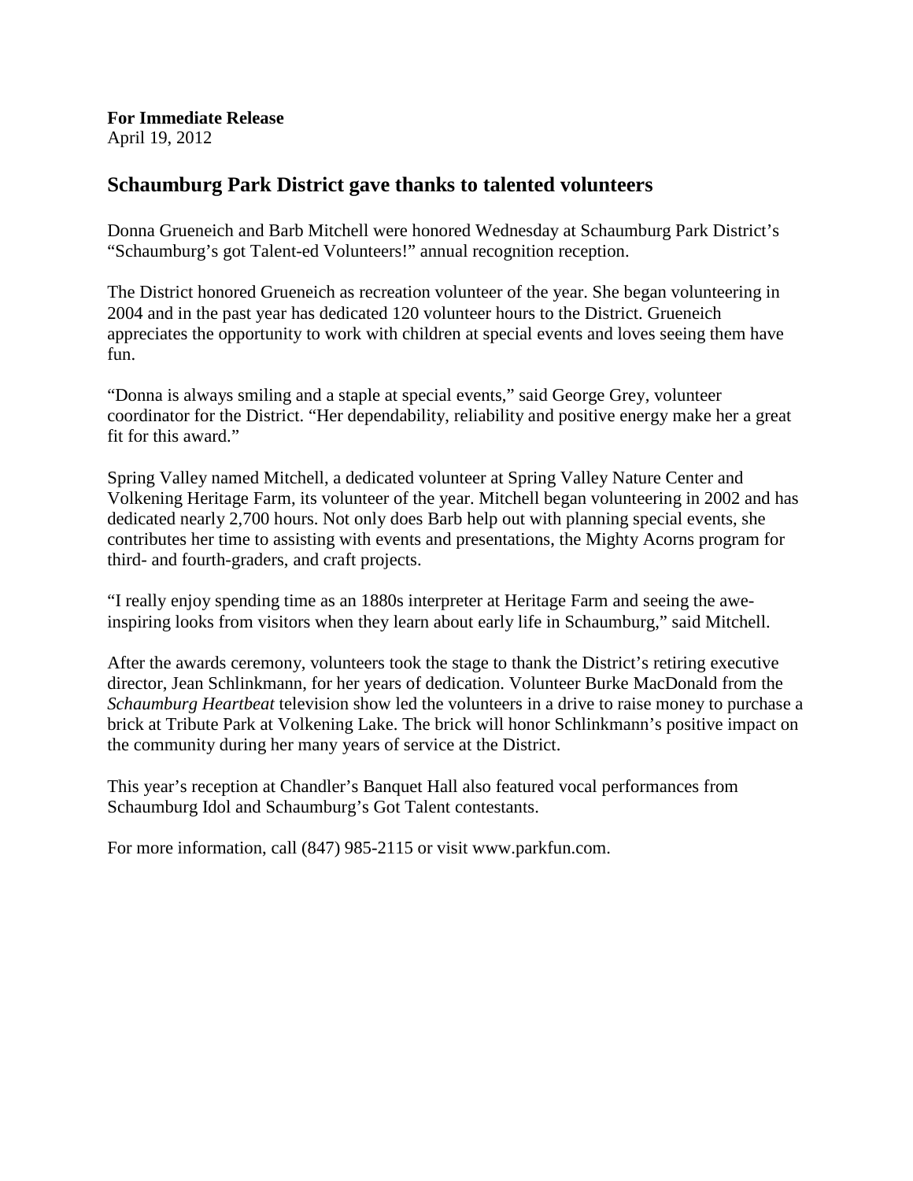**For Immediate Release**
April 19, 2012

## Schaumburg Park District gave thanks to talented volunteers

Donna Grueneich and Barb Mitchell were honored Wednesday at Schaumburg Park District's "Schaumburg's got Talent-ed Volunteers!" annual recognition reception.

The District honored Grueneich as recreation volunteer of the year. She began volunteering in 2004 and in the past year has dedicated 120 volunteer hours to the District. Grueneich appreciates the opportunity to work with children at special events and loves seeing them have fun.

"Donna is always smiling and a staple at special events," said George Grey, volunteer coordinator for the District. "Her dependability, reliability and positive energy make her a great fit for this award."

Spring Valley named Mitchell, a dedicated volunteer at Spring Valley Nature Center and Volkening Heritage Farm, its volunteer of the year. Mitchell began volunteering in 2002 and has dedicated nearly 2,700 hours. Not only does Barb help out with planning special events, she contributes her time to assisting with events and presentations, the Mighty Acorns program for third- and fourth-graders, and craft projects.

"I really enjoy spending time as an 1880s interpreter at Heritage Farm and seeing the awe-inspiring looks from visitors when they learn about early life in Schaumburg," said Mitchell.

After the awards ceremony, volunteers took the stage to thank the District's retiring executive director, Jean Schlinkmann, for her years of dedication. Volunteer Burke MacDonald from the *Schaumburg Heartbeat* television show led the volunteers in a drive to raise money to purchase a brick at Tribute Park at Volkening Lake. The brick will honor Schlinkmann's positive impact on the community during her many years of service at the District.

This year's reception at Chandler's Banquet Hall also featured vocal performances from Schaumburg Idol and Schaumburg's Got Talent contestants.

For more information, call (847) 985-2115 or visit www.parkfun.com.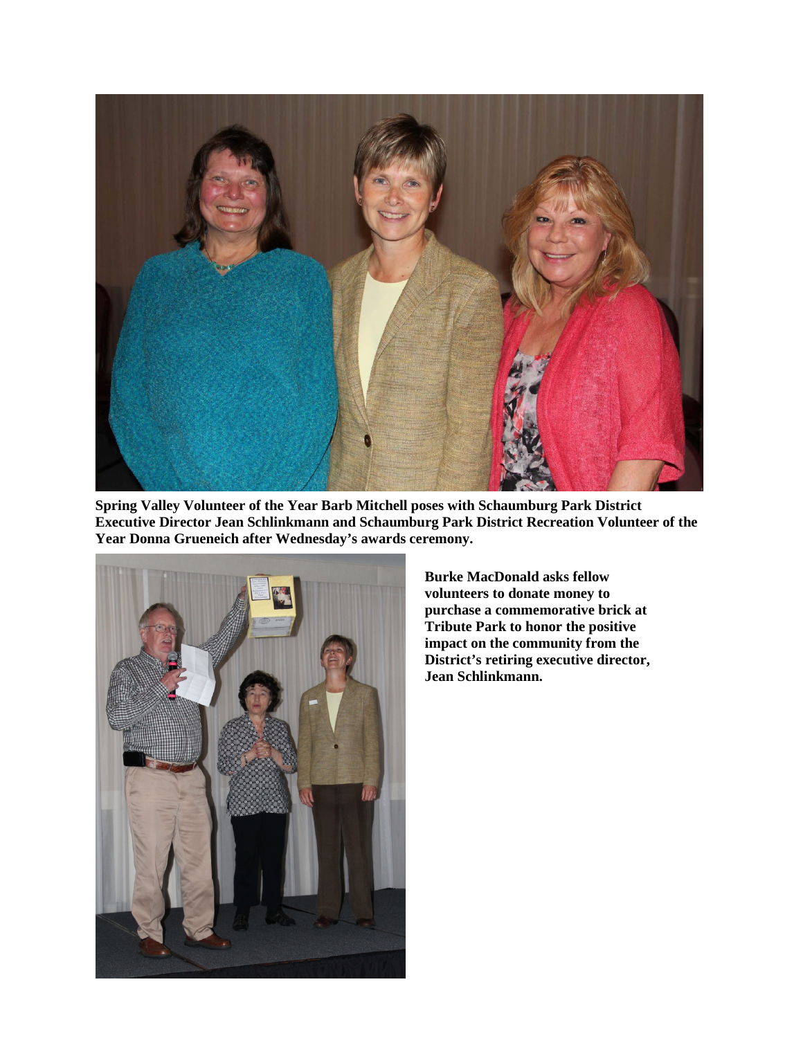**Spring Valley Volunteer of the Year Barb Mitchell poses with Schaumburg Park District Executive Director Jean Schlinkmann and Schaumburg Park District Recreation Volunteer of the Year Donna Grueneich after Wednesday's awards ceremony.**

**Burke MacDonald asks fellow volunteers to donate money to purchase a commemorative brick at Tribute Park to honor the positive impact on the community from the District's retiring executive director, Jean Schlinkmann.**